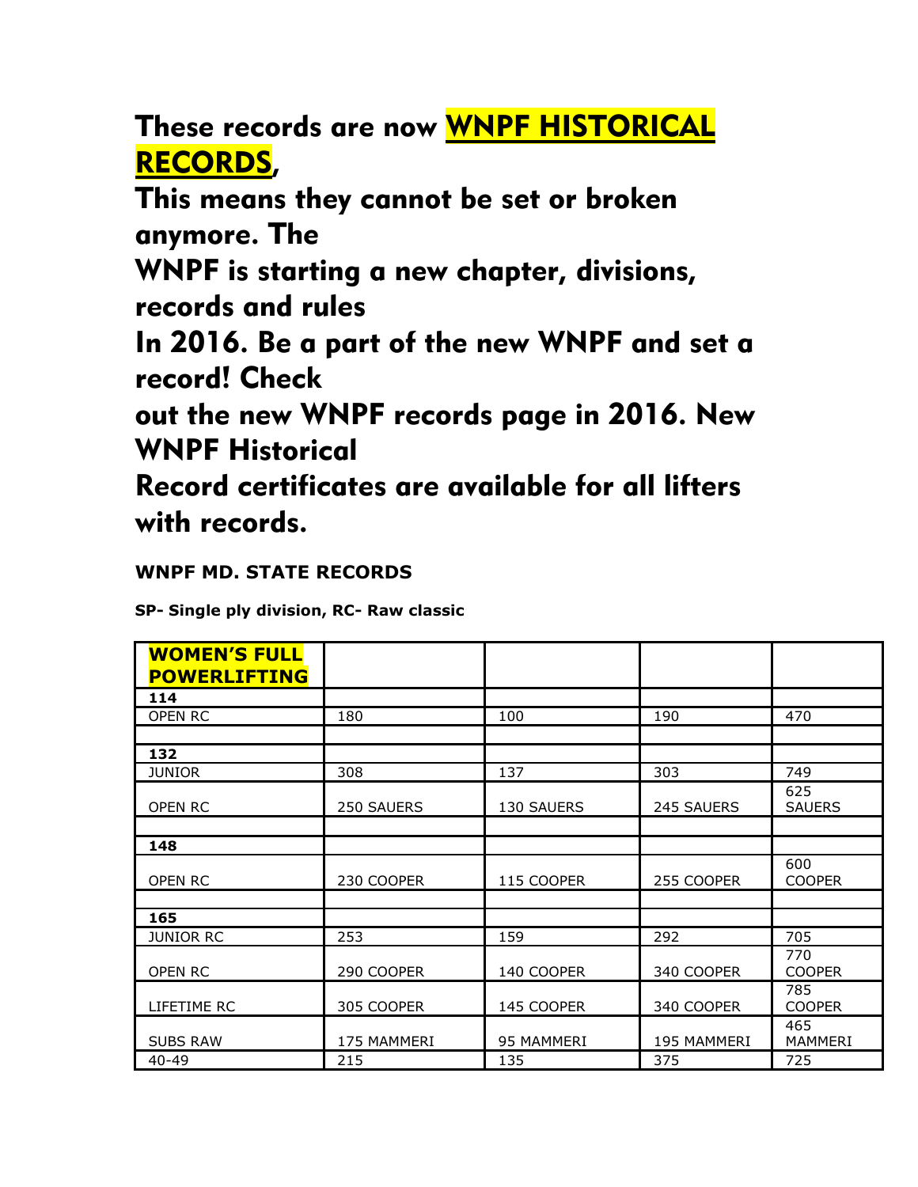# These records are now **WNPF HISTORICAL RECORDS**,

# This means they cannot be set or broken anymore. The WNPF is starting a new chapter, divisions, records and rules In 2016. Be a part of the new WNPF and set a record! Check out the new WNPF records page in 2016. New WNPF Historical Record certificates are available for all lifters with records.

**WNPF MD. STATE RECORDS**

**SP- Single ply division, RC- Raw classic**

| **WOMEN'S FULL POWERLIFTING** | | | | |
|---|---|---|---|---|
| **114** | | | | |
| OPEN RC | 180 | 100 | 190 | 470 |
| | | | | |
| **132** | | | | |
| JUNIOR | 308 | 137 | 303 | 749 |
| OPEN RC | 250 SAUERS | 130 SAUERS | 245 SAUERS | 625 SAUERS |
| | | | | |
| **148** | | | | |
| OPEN RC | 230 COOPER | 115 COOPER | 255 COOPER | 600 COOPER |
| | | | | |
| **165** | | | | |
| JUNIOR RC | 253 | 159 | 292 | 705 |
| OPEN RC | 290 COOPER | 140 COOPER | 340 COOPER | 770 COOPER |
| LIFETIME RC | 305 COOPER | 145 COOPER | 340 COOPER | 785 COOPER |
| SUBS RAW | 175 MAMMERI | 95 MAMMERI | 195 MAMMERI | 465 MAMMERI |
| 40-49 | 215 | 135 | 375 | 725 |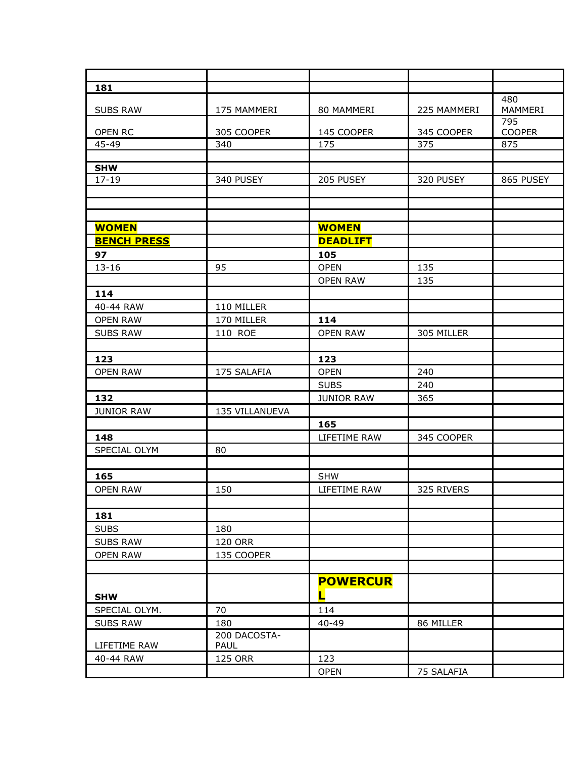| | | | | |
|---|---|---|---|---|
| **181** | | | | |
| SUBS RAW | 175 MAMMERI | 80 MAMMERI | 225 MAMMERI | 480 MAMMERI |
| OPEN RC | 305 COOPER | 145 COOPER | 345 COOPER | 795 COOPER |
| 45-49 | 340 | 175 | 375 | 875 |
| | | | | |
| **SHW** | | | | |
| 17-19 | 340 PUSEY | 205 PUSEY | 320 PUSEY | 865 PUSEY |
| | | | | |
| | | | | |
| | | | | |
| **WOMEN** | | **WOMEN** | | |
| **BENCH PRESS** | | **DEADLIFT** | | |
| **97** | | **105** | | |
| 13-16 | 95 | OPEN | 135 | |
| | | OPEN RAW | 135 | |
| **114** | | | | |
| 40-44 RAW | 110 MILLER | | | |
| OPEN RAW | 170 MILLER | **114** | | |
| SUBS RAW | 110 ROE | OPEN RAW | 305 MILLER | |
| | | | | |
| **123** | | **123** | | |
| OPEN RAW | 175 SALAFIA | OPEN | 240 | |
| | | SUBS | 240 | |
| **132** | | JUNIOR RAW | 365 | |
| JUNIOR RAW | 135 VILLANUEVA | | | |
| | | **165** | | |
| **148** | | LIFETIME RAW | 345 COOPER | |
| SPECIAL OLYM | 80 | | | |
| | | | | |
| **165** | | SHW | | |
| OPEN RAW | 150 | LIFETIME RAW | 325 RIVERS | |
| | | | | |
| **181** | | | | |
| SUBS | 180 | | | |
| SUBS RAW | 120 ORR | | | |
| OPEN RAW | 135 COOPER | | | |
| | | | | |
| **SHW** | | **POWERCURL** | | |
| SPECIAL OLYM. | 70 | 114 | | |
| SUBS RAW | 180 | 40-49 | 86 MILLER | |
| LIFETIME RAW | 200 DACOSTA-PAUL | | | |
| 40-44 RAW | 125 ORR | 123 | | |
| | | OPEN | 75 SALAFIA | |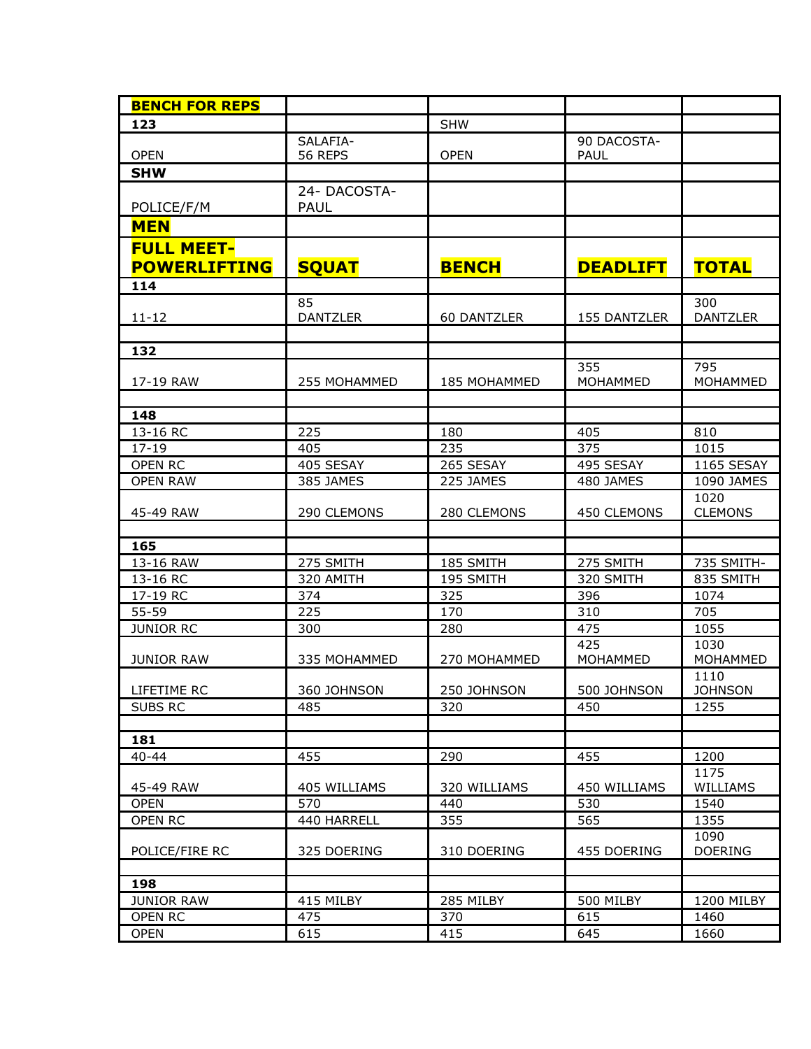| **BENCH FOR REPS** | | | | |
|---|---|---|---|---|
| **123** | | SHW | | |
| OPEN | SALAFIA- 56 REPS | OPEN | 90 DACOSTA-PAUL | |
| **SHW** | | | | |
| POLICE/F/M | 24- DACOSTA-PAUL | | | |
| **MEN** | | | | |
| **FULL MEET-POWERLIFTING** | **SQUAT** | **BENCH** | **DEADLIFT** | **TOTAL** |
| **114** | | | | |
| 11-12 | 85 DANTZLER | 60 DANTZLER | 155 DANTZLER | 300 DANTZLER |
| | | | | |
| **132** | | | | |
| 17-19 RAW | 255 MOHAMMED | 185 MOHAMMED | 355 MOHAMMED | 795 MOHAMMED |
| | | | | |
| **148** | | | | |
| 13-16 RC | 225 | 180 | 405 | 810 |
| 17-19 | 405 | 235 | 375 | 1015 |
| OPEN RC | 405 SESAY | 265 SESAY | 495 SESAY | 1165 SESAY |
| OPEN RAW | 385 JAMES | 225 JAMES | 480 JAMES | 1090 JAMES |
| 45-49 RAW | 290 CLEMONS | 280 CLEMONS | 450 CLEMONS | 1020 CLEMONS |
| | | | | |
| **165** | | | | |
| 13-16 RAW | 275 SMITH | 185 SMITH | 275 SMITH | 735 SMITH- |
| 13-16 RC | 320 AMITH | 195 SMITH | 320 SMITH | 835 SMITH |
| 17-19 RC | 374 | 325 | 396 | 1074 |
| 55-59 | 225 | 170 | 310 | 705 |
| JUNIOR RC | 300 | 280 | 475 | 1055 |
| JUNIOR RAW | 335 MOHAMMED | 270 MOHAMMED | 425 MOHAMMED | 1030 MOHAMMED |
| LIFETIME RC | 360 JOHNSON | 250 JOHNSON | 500 JOHNSON | 1110 JOHNSON |
| SUBS RC | 485 | 320 | 450 | 1255 |
| | | | | |
| **181** | | | | |
| 40-44 | 455 | 290 | 455 | 1200 |
| 45-49 RAW | 405 WILLIAMS | 320 WILLIAMS | 450 WILLIAMS | 1175 WILLIAMS |
| OPEN | 570 | 440 | 530 | 1540 |
| OPEN RC | 440 HARRELL | 355 | 565 | 1355 |
| POLICE/FIRE RC | 325 DOERING | 310 DOERING | 455 DOERING | 1090 DOERING |
| | | | | |
| **198** | | | | |
| JUNIOR RAW | 415 MILBY | 285 MILBY | 500 MILBY | 1200 MILBY |
| OPEN RC | 475 | 370 | 615 | 1460 |
| OPEN | 615 | 415 | 645 | 1660 |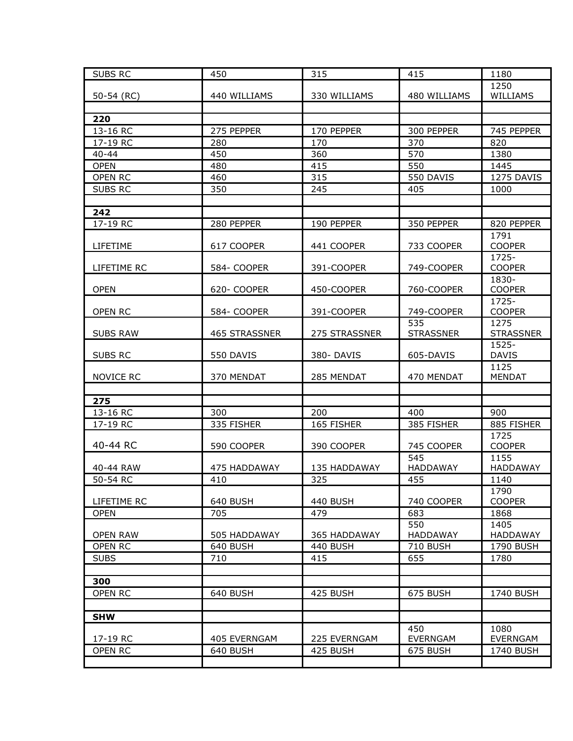| | | | | |
|---|---|---|---|---|
| SUBS RC | 450 | 315 | 415 | 1180 |
| 50-54 (RC) | 440 WILLIAMS | 330 WILLIAMS | 480 WILLIAMS | 1250 WILLIAMS |
| | | | | |
| **220** | | | | |
| 13-16 RC | 275 PEPPER | 170 PEPPER | 300 PEPPER | 745 PEPPER |
| 17-19 RC | 280 | 170 | 370 | 820 |
| 40-44 | 450 | 360 | 570 | 1380 |
| OPEN | 480 | 415 | 550 | 1445 |
| OPEN RC | 460 | 315 | 550 DAVIS | 1275 DAVIS |
| SUBS RC | 350 | 245 | 405 | 1000 |
| | | | | |
| **242** | | | | |
| 17-19 RC | 280 PEPPER | 190 PEPPER | 350 PEPPER | 820 PEPPER |
| LIFETIME | 617 COOPER | 441 COOPER | 733 COOPER | 1791 COOPER |
| LIFETIME RC | 584- COOPER | 391-COOPER | 749-COOPER | 1725-COOPER |
| OPEN | 620- COOPER | 450-COOPER | 760-COOPER | 1830-COOPER |
| OPEN RC | 584- COOPER | 391-COOPER | 749-COOPER | 1725-COOPER |
| SUBS RAW | 465 STRASSNER | 275 STRASSNER | 535 STRASSNER | 1275 STRASSNER |
| SUBS RC | 550 DAVIS | 380- DAVIS | 605-DAVIS | 1525-DAVIS |
| NOVICE RC | 370 MENDAT | 285 MENDAT | 470 MENDAT | 1125 MENDAT |
| | | | | |
| **275** | | | | |
| 13-16 RC | 300 | 200 | 400 | 900 |
| 17-19 RC | 335 FISHER | 165 FISHER | 385 FISHER | 885 FISHER |
| 40-44 RC | 590 COOPER | 390 COOPER | 745 COOPER | 1725 COOPER |
| 40-44 RAW | 475 HADDAWAY | 135 HADDAWAY | 545 HADDAWAY | 1155 HADDAWAY |
| 50-54 RC | 410 | 325 | 455 | 1140 |
| LIFETIME RC | 640 BUSH | 440 BUSH | 740 COOPER | 1790 COOPER |
| OPEN | 705 | 479 | 683 | 1868 |
| OPEN RAW | 505 HADDAWAY | 365 HADDAWAY | 550 HADDAWAY | 1405 HADDAWAY |
| OPEN RC | 640 BUSH | 440 BUSH | 710 BUSH | 1790 BUSH |
| SUBS | 710 | 415 | 655 | 1780 |
| | | | | |
| **300** | | | | |
| OPEN RC | 640 BUSH | 425 BUSH | 675 BUSH | 1740 BUSH |
| | | | | |
| **SHW** | | | | |
| 17-19 RC | 405 EVERNGAM | 225 EVERNGAM | 450 EVERNGAM | 1080 EVERNGAM |
| OPEN RC | 640 BUSH | 425 BUSH | 675 BUSH | 1740 BUSH |
| | | | | |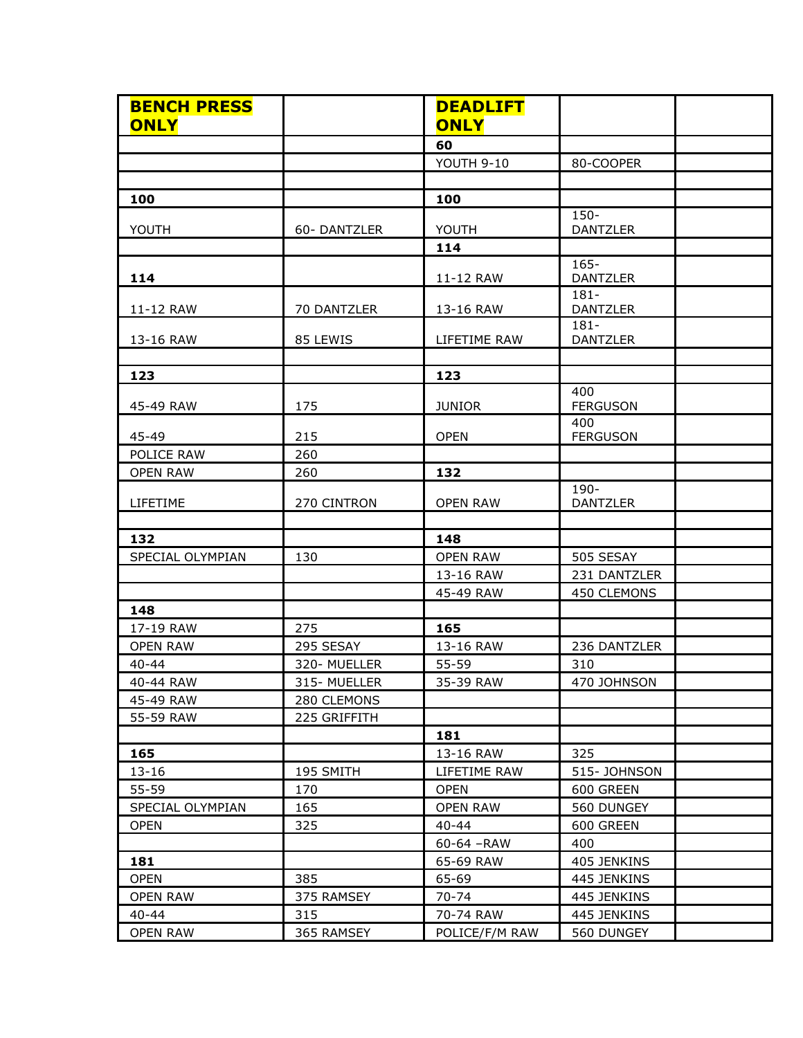| **BENCH PRESS ONLY** | | **DEADLIFT ONLY** | | |
|---|---|---|---|---|
| | | **60** | | |
| | | YOUTH 9-10 | 80-COOPER | |
| | | | | |
| **100** | | **100** | | |
| YOUTH | 60- DANTZLER | YOUTH | 150- DANTZLER | |
| | | **114** | | |
| **114** | | 11-12 RAW | 165- DANTZLER | |
| 11-12 RAW | 70 DANTZLER | 13-16 RAW | 181- DANTZLER | |
| 13-16 RAW | 85 LEWIS | LIFETIME RAW | 181- DANTZLER | |
| | | | | |
| **123** | | **123** | | |
| 45-49 RAW | 175 | JUNIOR | 400 FERGUSON | |
| 45-49 | 215 | OPEN | 400 FERGUSON | |
| POLICE RAW | 260 | | | |
| OPEN RAW | 260 | **132** | | |
| LIFETIME | 270 CINTRON | OPEN RAW | 190- DANTZLER | |
| | | | | |
| **132** | | **148** | | |
| SPECIAL OLYMPIAN | 130 | OPEN RAW | 505 SESAY | |
| | | 13-16 RAW | 231 DANTZLER | |
| | | 45-49 RAW | 450 CLEMONS | |
| **148** | | | | |
| 17-19 RAW | 275 | **165** | | |
| OPEN RAW | 295 SESAY | 13-16 RAW | 236 DANTZLER | |
| 40-44 | 320- MUELLER | 55-59 | 310 | |
| 40-44 RAW | 315- MUELLER | 35-39 RAW | 470 JOHNSON | |
| 45-49 RAW | 280 CLEMONS | | | |
| 55-59 RAW | 225 GRIFFITH | | | |
| | | **181** | | |
| **165** | | 13-16 RAW | 325 | |
| 13-16 | 195 SMITH | LIFETIME RAW | 515- JOHNSON | |
| 55-59 | 170 | OPEN | 600 GREEN | |
| SPECIAL OLYMPIAN | 165 | OPEN RAW | 560 DUNGEY | |
| OPEN | 325 | 40-44 | 600 GREEN | |
| | | 60-64 –RAW | 400 | |
| **181** | | 65-69 RAW | 405 JENKINS | |
| OPEN | 385 | 65-69 | 445 JENKINS | |
| OPEN RAW | 375 RAMSEY | 70-74 | 445 JENKINS | |
| 40-44 | 315 | 70-74 RAW | 445 JENKINS | |
| OPEN RAW | 365 RAMSEY | POLICE/F/M RAW | 560 DUNGEY | |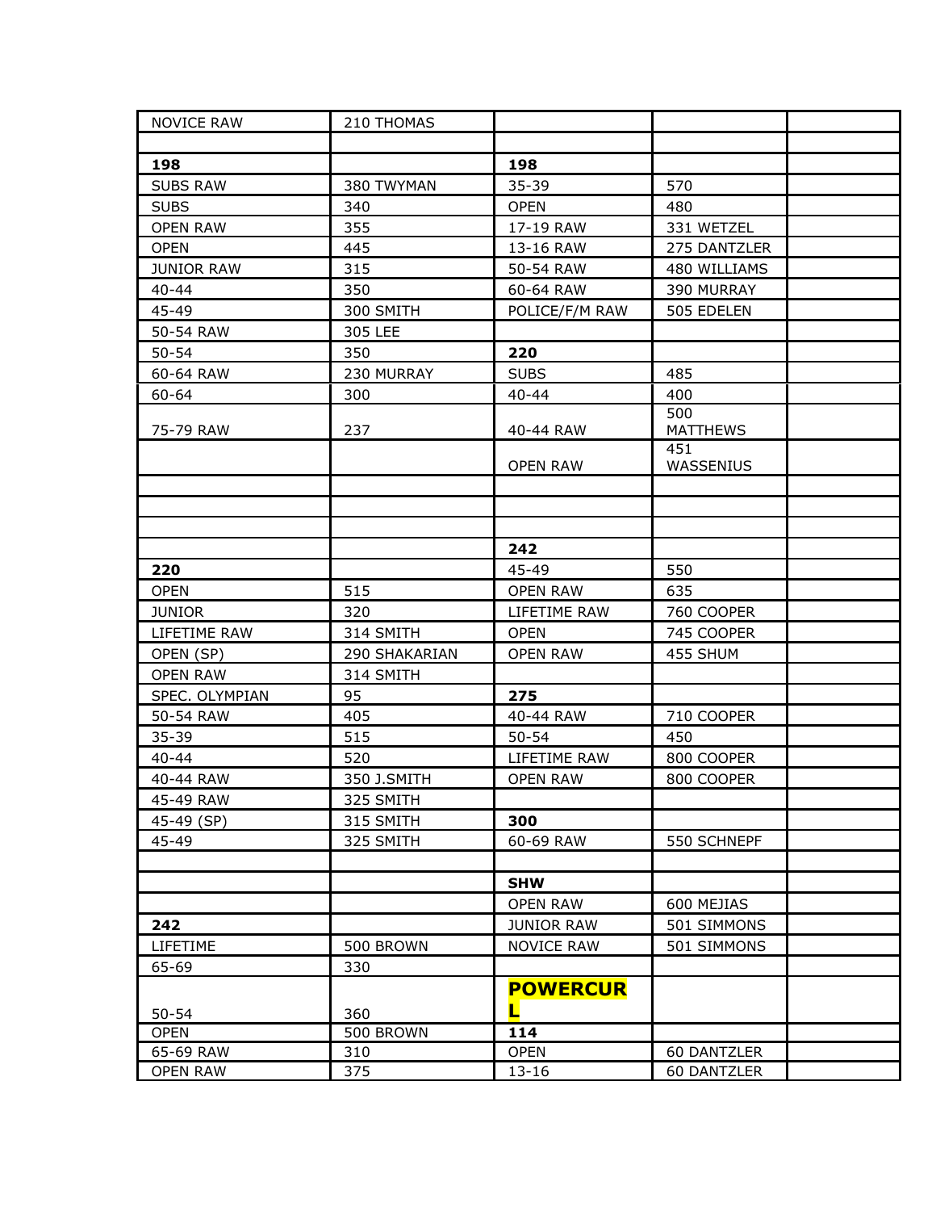| | | | | |
|---|---|---|---|---|
| NOVICE RAW | 210 THOMAS | | | |
| | | | | |
| **198** | | **198** | | |
| SUBS RAW | 380 TWYMAN | 35-39 | 570 | |
| SUBS | 340 | OPEN | 480 | |
| OPEN RAW | 355 | 17-19 RAW | 331 WETZEL | |
| OPEN | 445 | 13-16 RAW | 275 DANTZLER | |
| JUNIOR RAW | 315 | 50-54 RAW | 480 WILLIAMS | |
| 40-44 | 350 | 60-64 RAW | 390 MURRAY | |
| 45-49 | 300 SMITH | POLICE/F/M RAW | 505 EDELEN | |
| 50-54 RAW | 305 LEE | | | |
| 50-54 | 350 | **220** | | |
| 60-64 RAW | 230 MURRAY | SUBS | 485 | |
| 60-64 | 300 | 40-44 | 400 | |
| 75-79 RAW | 237 | 40-44 RAW | 500 MATTHEWS | |
| | | OPEN RAW | 451 WASSENIUS | |
| | | | | |
| | | | | |
| | | | | |
| | | **242** | | |
| **220** | | 45-49 | 550 | |
| OPEN | 515 | OPEN RAW | 635 | |
| JUNIOR | 320 | LIFETIME RAW | 760 COOPER | |
| LIFETIME RAW | 314 SMITH | OPEN | 745 COOPER | |
| OPEN (SP) | 290 SHAKARIAN | OPEN RAW | 455 SHUM | |
| OPEN RAW | 314 SMITH | | | |
| SPEC. OLYMPIAN | 95 | **275** | | |
| 50-54 RAW | 405 | 40-44 RAW | 710 COOPER | |
| 35-39 | 515 | 50-54 | 450 | |
| 40-44 | 520 | LIFETIME RAW | 800 COOPER | |
| 40-44 RAW | 350 J.SMITH | OPEN RAW | 800 COOPER | |
| 45-49 RAW | 325 SMITH | | | |
| 45-49 (SP) | 315 SMITH | **300** | | |
| 45-49 | 325 SMITH | 60-69 RAW | 550 SCHNEPF | |
| | | | | |
| | | **SHW** | | |
| | | OPEN RAW | 600 MEJIAS | |
| **242** | | JUNIOR RAW | 501 SIMMONS | |
| LIFETIME | 500 BROWN | NOVICE RAW | 501 SIMMONS | |
| 65-69 | 330 | | | |
| 50-54 | 360 | **POWERCURL** | | |
| OPEN | 500 BROWN | **114** | | |
| 65-69 RAW | 310 | OPEN | 60 DANTZLER | |
| OPEN RAW | 375 | 13-16 | 60 DANTZLER | |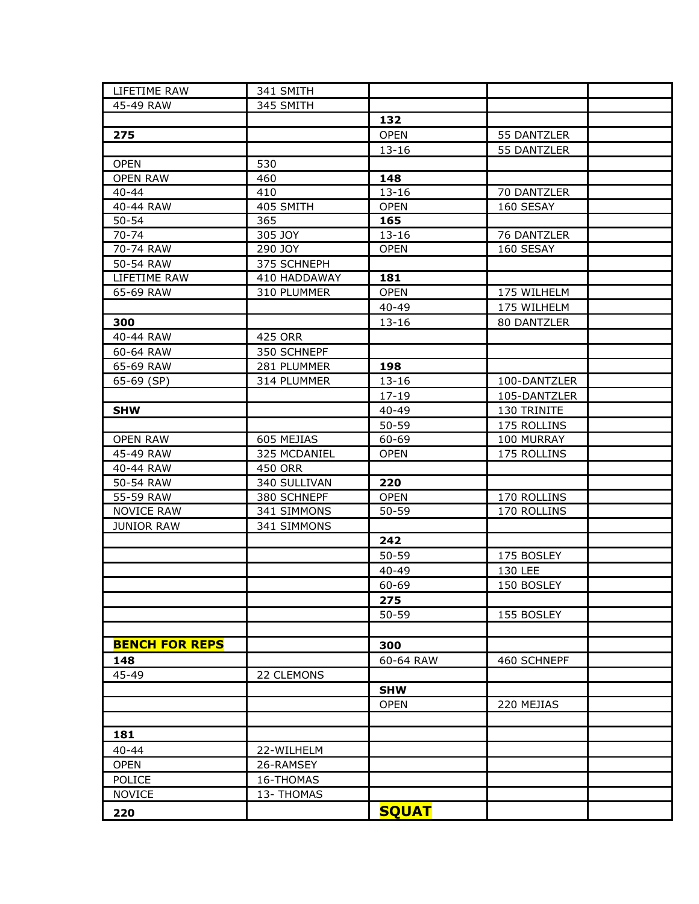| LIFETIME RAW | 341 SMITH | | | |
|---|---|---|---|---|
| 45-49 RAW | 345 SMITH | | | |
| | | **132** | | |
| **275** | | OPEN | 55 DANTZLER | |
| | | 13-16 | 55 DANTZLER | |
| OPEN | 530 | | | |
| OPEN RAW | 460 | **148** | | |
| 40-44 | 410 | 13-16 | 70 DANTZLER | |
| 40-44 RAW | 405 SMITH | OPEN | 160 SESAY | |
| 50-54 | 365 | **165** | | |
| 70-74 | 305 JOY | 13-16 | 76 DANTZLER | |
| 70-74 RAW | 290 JOY | OPEN | 160 SESAY | |
| 50-54 RAW | 375 SCHNEPH | | | |
| LIFETIME RAW | 410 HADDAWAY | **181** | | |
| 65-69 RAW | 310 PLUMMER | OPEN | 175 WILHELM | |
| | | 40-49 | 175 WILHELM | |
| **300** | | 13-16 | 80 DANTZLER | |
| 40-44 RAW | 425 ORR | | | |
| 60-64 RAW | 350 SCHNEPF | | | |
| 65-69 RAW | 281 PLUMMER | **198** | | |
| 65-69 (SP) | 314 PLUMMER | 13-16 | 100-DANTZLER | |
| | | 17-19 | 105-DANTZLER | |
| **SHW** | | 40-49 | 130 TRINITE | |
| | | 50-59 | 175 ROLLINS | |
| OPEN RAW | 605 MEJIAS | 60-69 | 100 MURRAY | |
| 45-49 RAW | 325 MCDANIEL | OPEN | 175 ROLLINS | |
| 40-44 RAW | 450 ORR | | | |
| 50-54 RAW | 340 SULLIVAN | **220** | | |
| 55-59 RAW | 380 SCHNEPF | OPEN | 170 ROLLINS | |
| NOVICE RAW | 341 SIMMONS | 50-59 | 170 ROLLINS | |
| JUNIOR RAW | 341 SIMMONS | | | |
| | | **242** | | |
| | | 50-59 | 175 BOSLEY | |
| | | 40-49 | 130 LEE | |
| | | 60-69 | 150 BOSLEY | |
| | | **275** | | |
| | | 50-59 | 155 BOSLEY | |
| | | | | |
| **BENCH FOR REPS** | | **300** | | |
| **148** | | 60-64 RAW | 460 SCHNEPF | |
| 45-49 | 22 CLEMONS | | | |
| | | **SHW** | | |
| | | OPEN | 220 MEJIAS | |
| | | | | |
| **181** | | | | |
| 40-44 | 22-WILHELM | | | |
| OPEN | 26-RAMSEY | | | |
| POLICE | 16-THOMAS | | | |
| NOVICE | 13- THOMAS | | | |
| **220** | | **SQUAT** | | |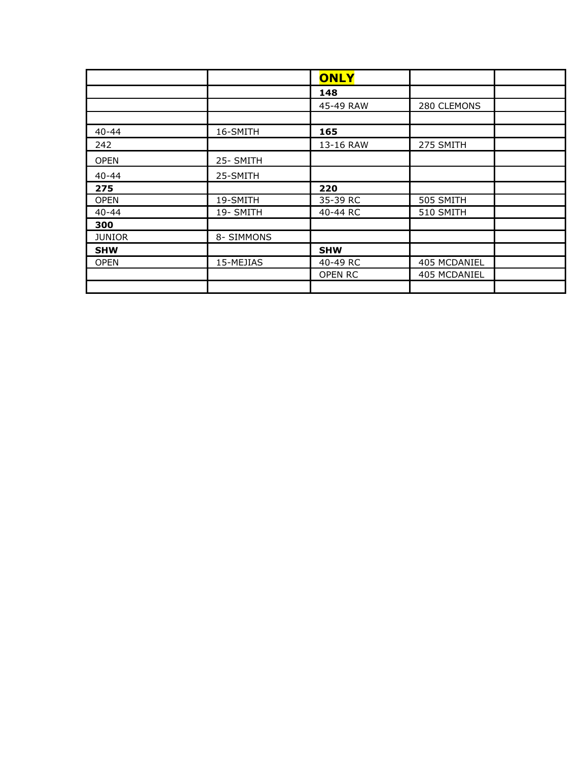| | | | | |
|---|---|---|---|---|
| | | **ONLY** | | |
| | | **148** | | |
| | | 45-49 RAW | 280 CLEMONS | |
| | | | | |
| 40-44 | 16-SMITH | **165** | | |
| 242 | | 13-16 RAW | 275 SMITH | |
| OPEN | 25- SMITH | | | |
| 40-44 | 25-SMITH | | | |
| **275** | | **220** | | |
| OPEN | 19-SMITH | 35-39 RC | 505 SMITH | |
| 40-44 | 19- SMITH | 40-44 RC | 510 SMITH | |
| **300** | | | | |
| JUNIOR | 8- SIMMONS | | | |
| **SHW** | | **SHW** | | |
| OPEN | 15-MEJIAS | 40-49 RC | 405 MCDANIEL | |
| | | OPEN RC | 405 MCDANIEL | |
| | | | | |